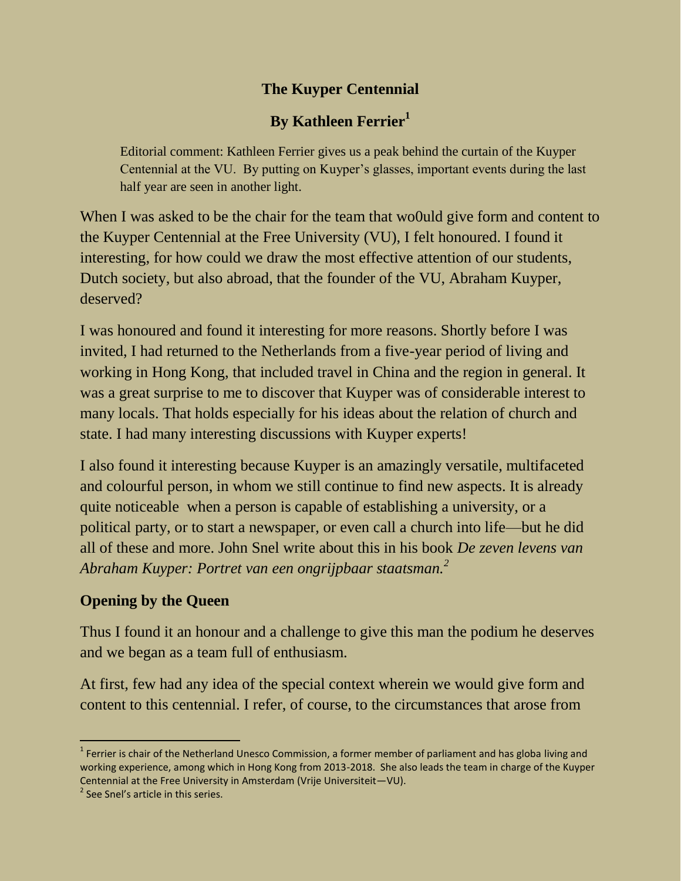# The Kuyper Centennial

## By Kathleen Ferrier[1]

Editorial comment: Kathleen Ferrier gives us a peak behind the curtain of the Kuyper Centennial at the VU. By putting on Kuyper's glasses, important events during the last half year are seen in another light.

When I was asked to be the chair for the team that wo0uld give form and content to the Kuyper Centennial at the Free University (VU), I felt honoured. I found it interesting, for how could we draw the most effective attention of our students, Dutch society, but also abroad, that the founder of the VU, Abraham Kuyper, deserved?

I was honoured and found it interesting for more reasons. Shortly before I was invited, I had returned to the Netherlands from a five-year period of living and working in Hong Kong, that included travel in China and the region in general. It was a great surprise to me to discover that Kuyper was of considerable interest to many locals. That holds especially for his ideas about the relation of church and state. I had many interesting discussions with Kuyper experts!

I also found it interesting because Kuyper is an amazingly versatile, multifaceted and colourful person, in whom we still continue to find new aspects. It is already quite noticeable when a person is capable of establishing a university, or a political party, or to start a newspaper, or even call a church into life—but he did all of these and more. John Snel write about this in his book *De zeven levens van Abraham Kuyper: Portret van een ongrijpbaar staatsman.*[2]

### Opening by the Queen

Thus I found it an honour and a challenge to give this man the podium he deserves and we began as a team full of enthusiasm.

At first, few had any idea of the special context wherein we would give form and content to this centennial. I refer, of course, to the circumstances that arose from

---

[1] Ferrier is chair of the Netherland Unesco Commission, a former member of parliament and has globa living and working experience, among which in Hong Kong from 2013-2018. She also leads the team in charge of the Kuyper Centennial at the Free University in Amsterdam (Vrije Universiteit—VU).

[2] See Snel's article in this series.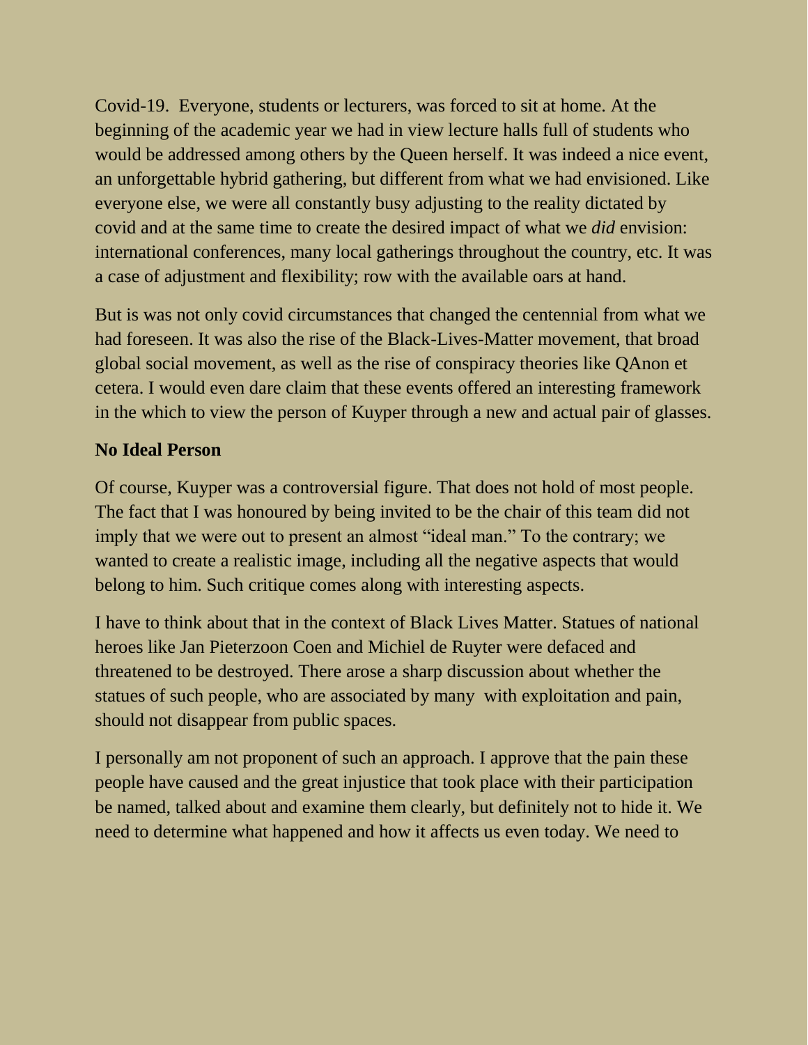Covid-19. Everyone, students or lecturers, was forced to sit at home. At the beginning of the academic year we had in view lecture halls full of students who would be addressed among others by the Queen herself. It was indeed a nice event, an unforgettable hybrid gathering, but different from what we had envisioned. Like everyone else, we were all constantly busy adjusting to the reality dictated by covid and at the same time to create the desired impact of what we *did* envision: international conferences, many local gatherings throughout the country, etc. It was a case of adjustment and flexibility; row with the available oars at hand.

But is was not only covid circumstances that changed the centennial from what we had foreseen. It was also the rise of the Black-Lives-Matter movement, that broad global social movement, as well as the rise of conspiracy theories like QAnon et cetera. I would even dare claim that these events offered an interesting framework in the which to view the person of Kuyper through a new and actual pair of glasses.

**No Ideal Person**

Of course, Kuyper was a controversial figure. That does not hold of most people. The fact that I was honoured by being invited to be the chair of this team did not imply that we were out to present an almost "ideal man." To the contrary; we wanted to create a realistic image, including all the negative aspects that would belong to him. Such critique comes along with interesting aspects.

I have to think about that in the context of Black Lives Matter. Statues of national heroes like Jan Pieterzoon Coen and Michiel de Ruyter were defaced and threatened to be destroyed. There arose a sharp discussion about whether the statues of such people, who are associated by many with exploitation and pain, should not disappear from public spaces.

I personally am not proponent of such an approach. I approve that the pain these people have caused and the great injustice that took place with their participation be named, talked about and examine them clearly, but definitely not to hide it. We need to determine what happened and how it affects us even today. We need to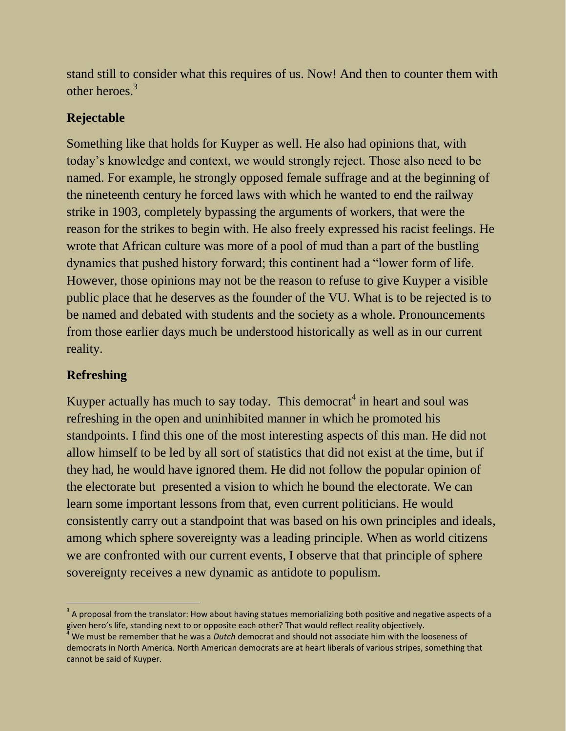stand still to consider what this requires of us. Now! And then to counter them with other heroes.[3]

## Rejectable

Something like that holds for Kuyper as well. He also had opinions that, with today's knowledge and context, we would strongly reject. Those also need to be named. For example, he strongly opposed female suffrage and at the beginning of the nineteenth century he forced laws with which he wanted to end the railway strike in 1903, completely bypassing the arguments of workers, that were the reason for the strikes to begin with. He also freely expressed his racist feelings. He wrote that African culture was more of a pool of mud than a part of the bustling dynamics that pushed history forward; this continent had a "lower form of life. However, those opinions may not be the reason to refuse to give Kuyper a visible public place that he deserves as the founder of the VU. What is to be rejected is to be named and debated with students and the society as a whole. Pronouncements from those earlier days much be understood historically as well as in our current reality.

## Refreshing

Kuyper actually has much to say today. This democrat[4] in heart and soul was refreshing in the open and uninhibited manner in which he promoted his standpoints. I find this one of the most interesting aspects of this man. He did not allow himself to be led by all sort of statistics that did not exist at the time, but if they had, he would have ignored them. He did not follow the popular opinion of the electorate but presented a vision to which he bound the electorate. We can learn some important lessons from that, even current politicians. He would consistently carry out a standpoint that was based on his own principles and ideals, among which sphere sovereignty was a leading principle. When as world citizens we are confronted with our current events, I observe that that principle of sphere sovereignty receives a new dynamic as antidote to populism.

---

[3] A proposal from the translator: How about having statues memorializing both positive and negative aspects of a given hero's life, standing next to or opposite each other? That would reflect reality objectively.

[4] We must be remember that he was a *Dutch* democrat and should not associate him with the looseness of democrats in North America. North American democrats are at heart liberals of various stripes, something that cannot be said of Kuyper.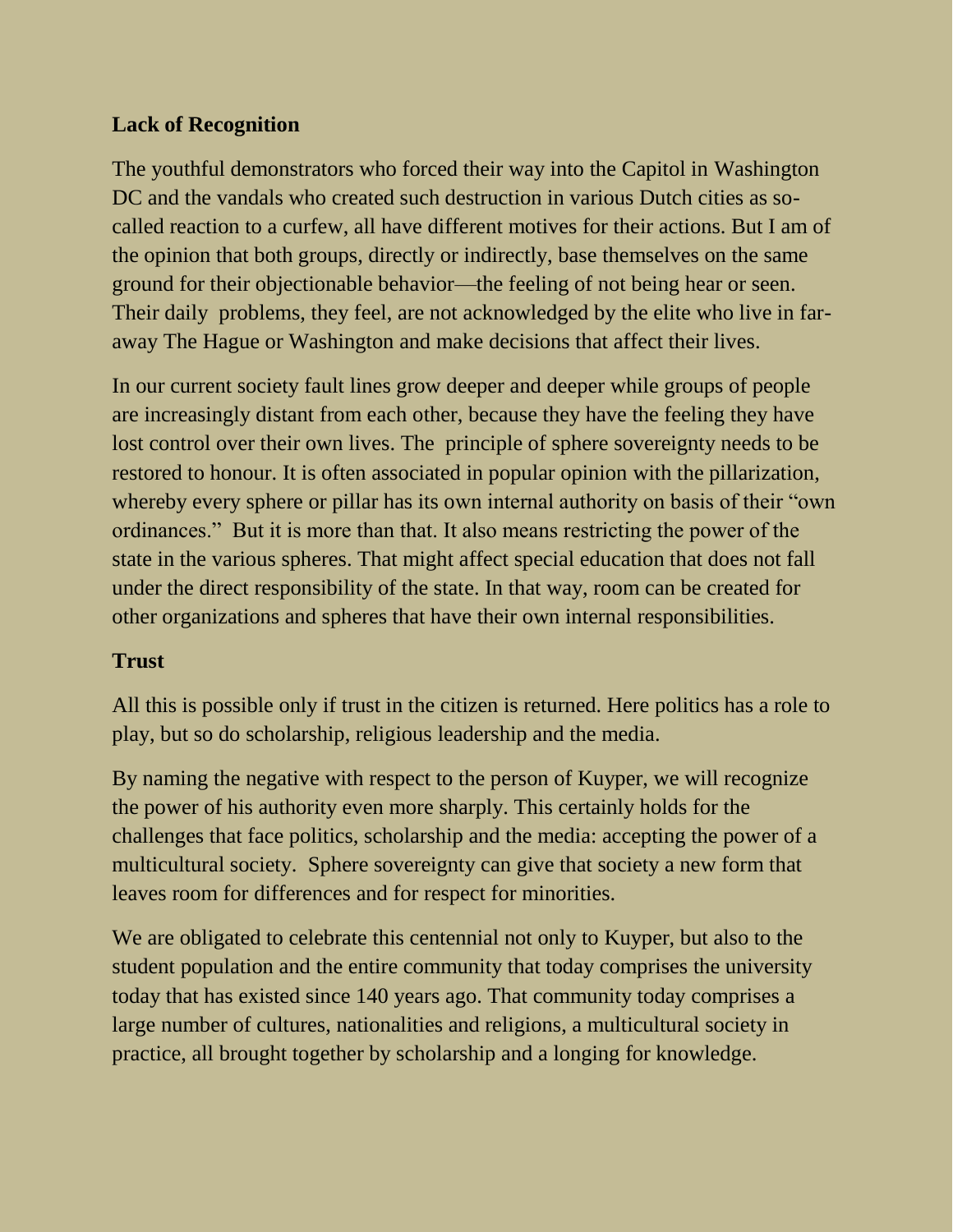**Lack of Recognition**

The youthful demonstrators who forced their way into the Capitol in Washington DC and the vandals who created such destruction in various Dutch cities as so-called reaction to a curfew, all have different motives for their actions. But I am of the opinion that both groups, directly or indirectly, base themselves on the same ground for their objectionable behavior—the feeling of not being hear or seen. Their daily problems, they feel, are not acknowledged by the elite who live in far-away The Hague or Washington and make decisions that affect their lives.

In our current society fault lines grow deeper and deeper while groups of people are increasingly distant from each other, because they have the feeling they have lost control over their own lives. The principle of sphere sovereignty needs to be restored to honour. It is often associated in popular opinion with the pillarization, whereby every sphere or pillar has its own internal authority on basis of their "own ordinances." But it is more than that. It also means restricting the power of the state in the various spheres. That might affect special education that does not fall under the direct responsibility of the state. In that way, room can be created for other organizations and spheres that have their own internal responsibilities.

**Trust**

All this is possible only if trust in the citizen is returned. Here politics has a role to play, but so do scholarship, religious leadership and the media.

By naming the negative with respect to the person of Kuyper, we will recognize the power of his authority even more sharply. This certainly holds for the challenges that face politics, scholarship and the media: accepting the power of a multicultural society. Sphere sovereignty can give that society a new form that leaves room for differences and for respect for minorities.

We are obligated to celebrate this centennial not only to Kuyper, but also to the student population and the entire community that today comprises the university today that has existed since 140 years ago. That community today comprises a large number of cultures, nationalities and religions, a multicultural society in practice, all brought together by scholarship and a longing for knowledge.